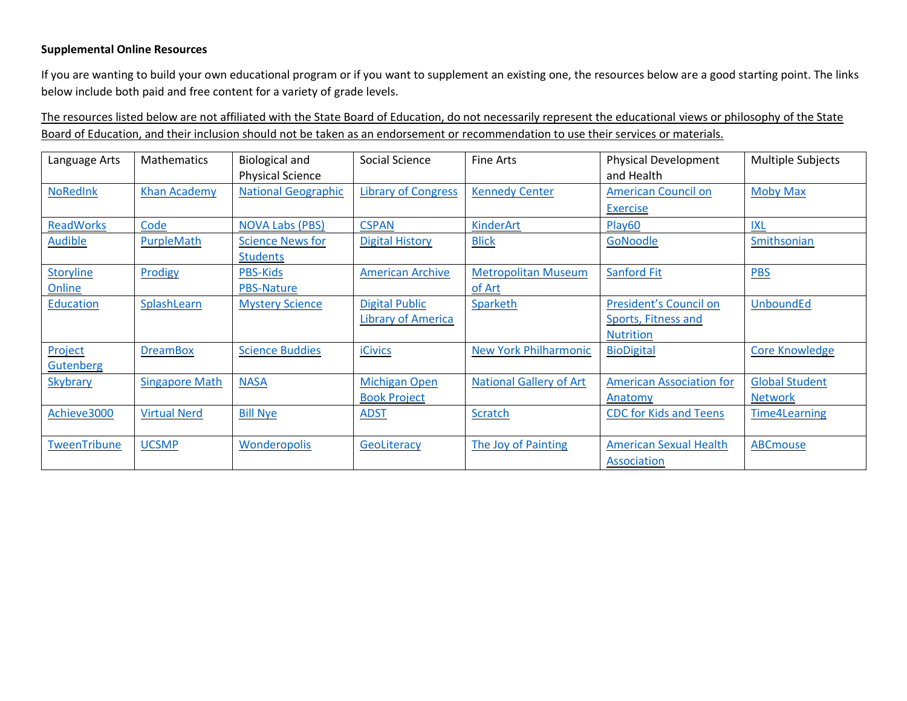**Supplemental Online Resources**

If you are wanting to build your own educational program or if you want to supplement an existing one, the resources below are a good starting point. The links below include both paid and free content for a variety of grade levels.

The resources listed below are not affiliated with the State Board of Education, do not necessarily represent the educational views or philosophy of the State Board of Education, and their inclusion should not be taken as an endorsement or recommendation to use their services or materials.

| Language Arts | Mathematics | Biological and Physical Science | Social Science | Fine Arts | Physical Development and Health | Multiple Subjects |
|---|---|---|---|---|---|---|
| NoRedInk | Khan Academy | National Geographic | Library of Congress | Kennedy Center | American Council on Exercise | Moby Max |
| ReadWorks | Code | NOVA Labs (PBS) | CSPAN | KinderArt | Play60 | IXL |
| Audible | PurpleMath | Science News for Students | Digital History | Blick | GoNoodle | Smithsonian |
| Storyline Online | Prodigy | PBS-Kids PBS-Nature | American Archive | Metropolitan Museum of Art | Sanford Fit | PBS |
| Education | SplashLearn | Mystery Science | Digital Public Library of America | Sparketh | President's Council on Sports, Fitness and Nutrition | UnboundEd |
| Project Gutenberg | DreamBox | Science Buddies | iCivics | New York Philharmonic | BioDigital | Core Knowledge |
| Skybrary | Singapore Math | NASA | Michigan Open Book Project | National Gallery of Art | American Association for Anatomy | Global Student Network |
| Achieve3000 | Virtual Nerd | Bill Nye | ADST | Scratch | CDC for Kids and Teens | Time4Learning |
| TweenTribune | UCSMP | Wonderopolis | GeoLiteracy | The Joy of Painting | American Sexual Health Association | ABCmouse |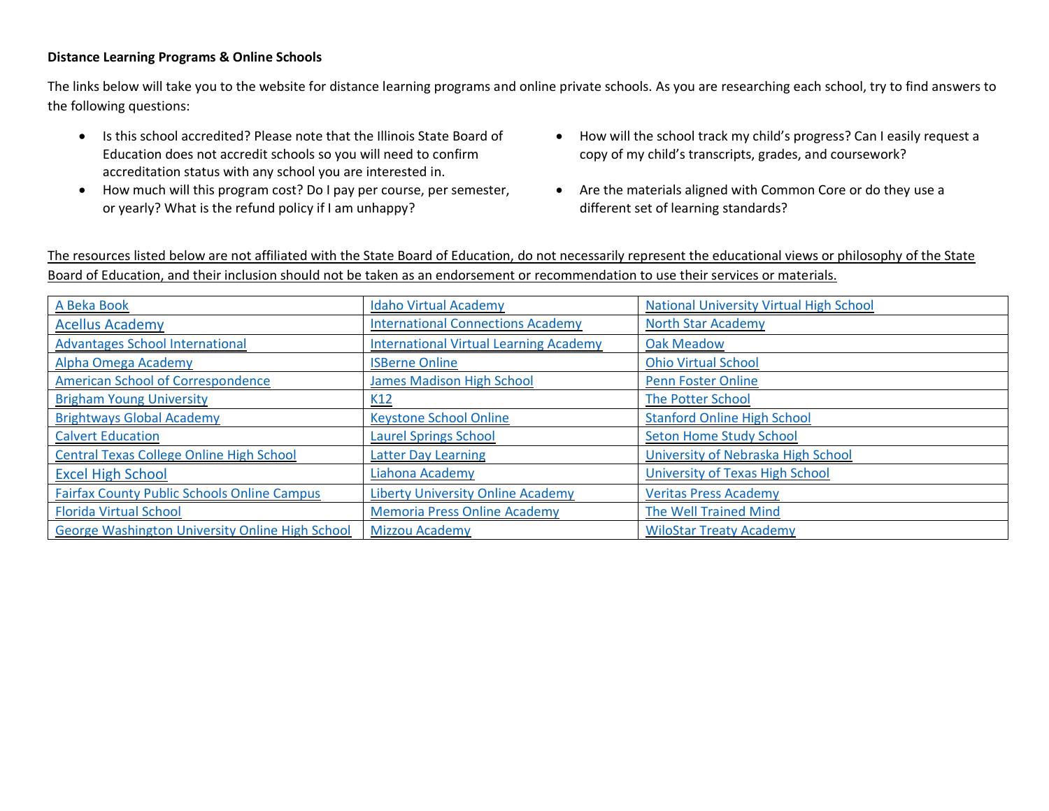**Distance Learning Programs & Online Schools**

The links below will take you to the website for distance learning programs and online private schools. As you are researching each school, try to find answers to the following questions:

- Is this school accredited? Please note that the Illinois State Board of Education does not accredit schools so you will need to confirm accreditation status with any school you are interested in.
- How much will this program cost? Do I pay per course, per semester, or yearly? What is the refund policy if I am unhappy?
- How will the school track my child's progress? Can I easily request a copy of my child's transcripts, grades, and coursework?
- Are the materials aligned with Common Core or do they use a different set of learning standards?

The resources listed below are not affiliated with the State Board of Education, do not necessarily represent the educational views or philosophy of the State Board of Education, and their inclusion should not be taken as an endorsement or recommendation to use their services or materials.

| | | |
|---|---|---|
| A Beka Book | Idaho Virtual Academy | National University Virtual High School |
| Acellus Academy | International Connections Academy | North Star Academy |
| Advantages School International | International Virtual Learning Academy | Oak Meadow |
| Alpha Omega Academy | ISBerne Online | Ohio Virtual School |
| American School of Correspondence | James Madison High School | Penn Foster Online |
| Brigham Young University | K12 | The Potter School |
| Brightways Global Academy | Keystone School Online | Stanford Online High School |
| Calvert Education | Laurel Springs School | Seton Home Study School |
| Central Texas College Online High School | Latter Day Learning | University of Nebraska High School |
| Excel High School | Liahona Academy | University of Texas High School |
| Fairfax County Public Schools Online Campus | Liberty University Online Academy | Veritas Press Academy |
| Florida Virtual School | Memoria Press Online Academy | The Well Trained Mind |
| George Washington University Online High School | Mizzou Academy | WiloStar Treaty Academy |